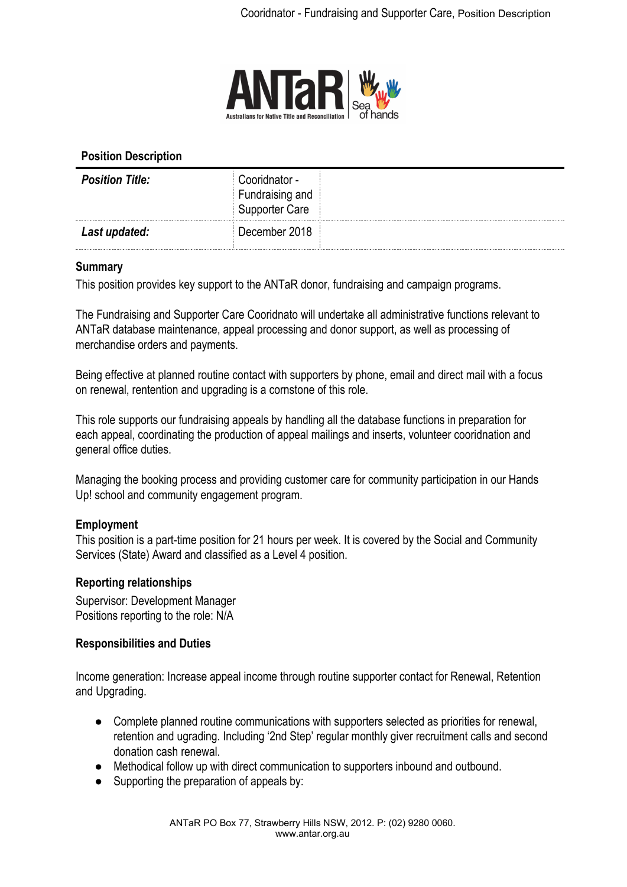## Position Description

| *Position Title:* | Cooridnator - Fundraising and Supporter Care | |
|---|---|---|
| ***Last updated:*** | December 2018 | |

### Summary

This position provides key support to the ANTaR donor, fundraising and campaign programs.

The Fundraising and Supporter Care Cooridnato will undertake all administrative functions relevant to ANTaR database maintenance, appeal processing and donor support, as well as processing of merchandise orders and payments.

Being effective at planned routine contact with supporters by phone, email and direct mail with a focus on renewal, rentention and upgrading is a cornstone of this role.

This role supports our fundraising appeals by handling all the database functions in preparation for each appeal, coordinating the production of appeal mailings and inserts, volunteer cooridnation and general office duties.

Managing the booking process and providing customer care for community participation in our Hands Up! school and community engagement program.

### Employment

This position is a part-time position for 21 hours per week. It is covered by the Social and Community Services (State) Award and classified as a Level 4 position.

### Reporting relationships

Supervisor: Development Manager
Positions reporting to the role: N/A

### Responsibilities and Duties

Income generation: Increase appeal income through routine supporter contact for Renewal, Retention and Upgrading.

- Complete planned routine communications with supporters selected as priorities for renewal, retention and ugrading. Including '2nd Step' regular monthly giver recruitment calls and second donation cash renewal.
- Methodical follow up with direct communication to supporters inbound and outbound.
- Supporting the preparation of appeals by: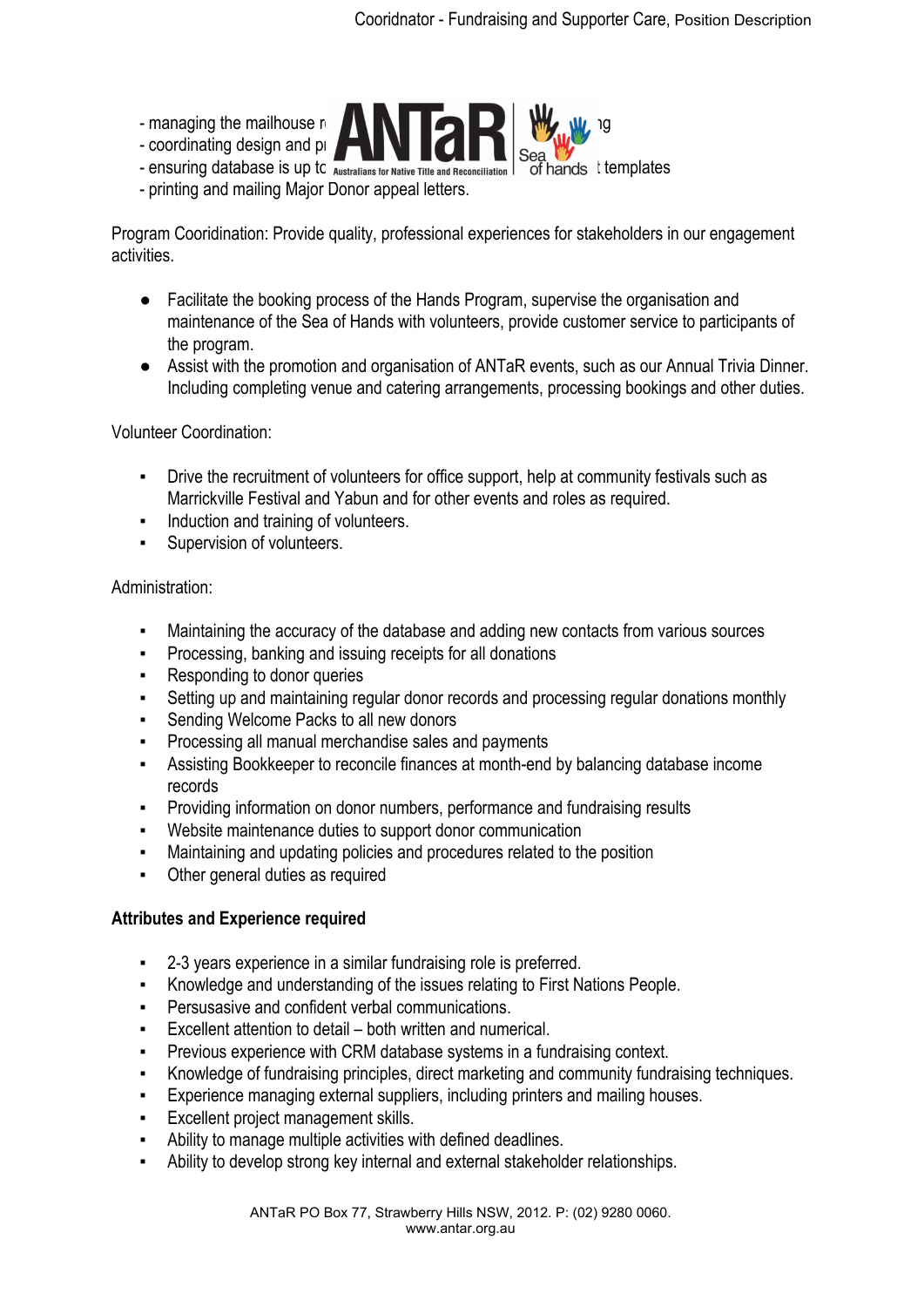- managing the mailhouse r ng
- coordinating design and p
- ensuring database is up to t templates
- printing and mailing Major Donor appeal letters.

Program Cooridination: Provide quality, professional experiences for stakeholders in our engagement activities.

- Facilitate the booking process of the Hands Program, supervise the organisation and maintenance of the Sea of Hands with volunteers, provide customer service to participants of the program.
- Assist with the promotion and organisation of ANTaR events, such as our Annual Trivia Dinner. Including completing venue and catering arrangements, processing bookings and other duties.

Volunteer Coordination:

- Drive the recruitment of volunteers for office support, help at community festivals such as Marrickville Festival and Yabun and for other events and roles as required.
- Induction and training of volunteers.
- Supervision of volunteers.

Administration:

- Maintaining the accuracy of the database and adding new contacts from various sources
- Processing, banking and issuing receipts for all donations
- Responding to donor queries
- Setting up and maintaining regular donor records and processing regular donations monthly
- Sending Welcome Packs to all new donors
- Processing all manual merchandise sales and payments
- Assisting Bookkeeper to reconcile finances at month-end by balancing database income records
- Providing information on donor numbers, performance and fundraising results
- Website maintenance duties to support donor communication
- Maintaining and updating policies and procedures related to the position
- Other general duties as required

**Attributes and Experience required**

- 2-3 years experience in a similar fundraising role is preferred.
- Knowledge and understanding of the issues relating to First Nations People.
- Persusasive and confident verbal communications.
- Excellent attention to detail – both written and numerical.
- Previous experience with CRM database systems in a fundraising context.
- Knowledge of fundraising principles, direct marketing and community fundraising techniques.
- Experience managing external suppliers, including printers and mailing houses.
- Excellent project management skills.
- Ability to manage multiple activities with defined deadlines.
- Ability to develop strong key internal and external stakeholder relationships.